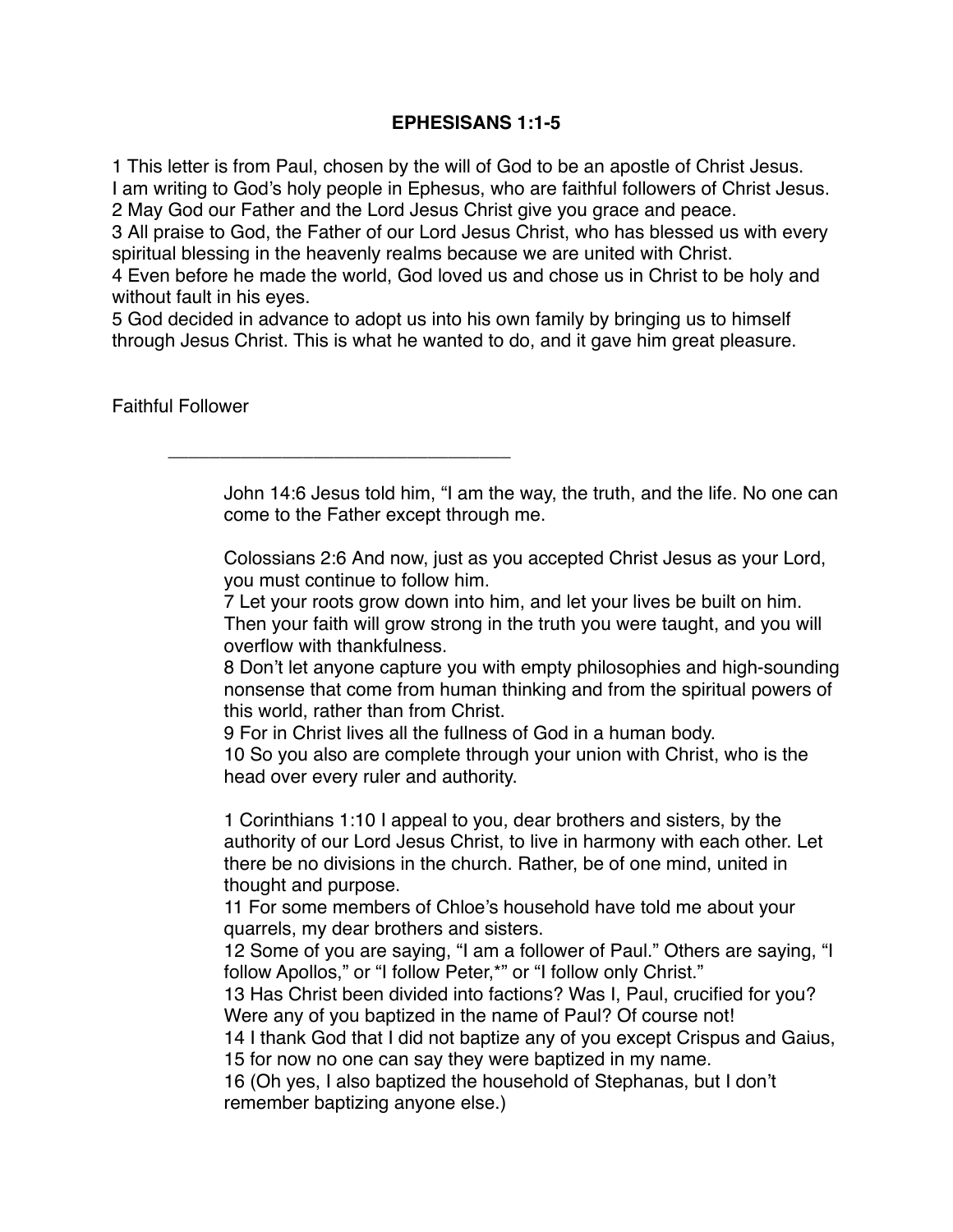# EPHESISANS 1:1-5

1 This letter is from Paul, chosen by the will of God to be an apostle of Christ Jesus. I am writing to God's holy people in Ephesus, who are faithful followers of Christ Jesus.
2 May God our Father and the Lord Jesus Christ give you grace and peace.
3 All praise to God, the Father of our Lord Jesus Christ, who has blessed us with every spiritual blessing in the heavenly realms because we are united with Christ.
4 Even before he made the world, God loved us and chose us in Christ to be holy and without fault in his eyes.
5 God decided in advance to adopt us into his own family by bringing us to himself through Jesus Christ. This is what he wanted to do, and it gave him great pleasure.

Faithful Follower

_________________________________

> John 14:6 Jesus told him, "I am the way, the truth, and the life. No one can come to the Father except through me.
>
> Colossians 2:6 And now, just as you accepted Christ Jesus as your Lord, you must continue to follow him.
> 7 Let your roots grow down into him, and let your lives be built on him. Then your faith will grow strong in the truth you were taught, and you will overflow with thankfulness.
> 8 Don't let anyone capture you with empty philosophies and high-sounding nonsense that come from human thinking and from the spiritual powers of this world, rather than from Christ.
> 9 For in Christ lives all the fullness of God in a human body.
> 10 So you also are complete through your union with Christ, who is the head over every ruler and authority.
>
> 1 Corinthians 1:10 I appeal to you, dear brothers and sisters, by the authority of our Lord Jesus Christ, to live in harmony with each other. Let there be no divisions in the church. Rather, be of one mind, united in thought and purpose.
> 11 For some members of Chloe's household have told me about your quarrels, my dear brothers and sisters.
> 12 Some of you are saying, "I am a follower of Paul." Others are saying, "I follow Apollos," or "I follow Peter,*" or "I follow only Christ."
> 13 Has Christ been divided into factions? Was I, Paul, crucified for you? Were any of you baptized in the name of Paul? Of course not!
> 14 I thank God that I did not baptize any of you except Crispus and Gaius,
> 15 for now no one can say they were baptized in my name.
> 16 (Oh yes, I also baptized the household of Stephanas, but I don't remember baptizing anyone else.)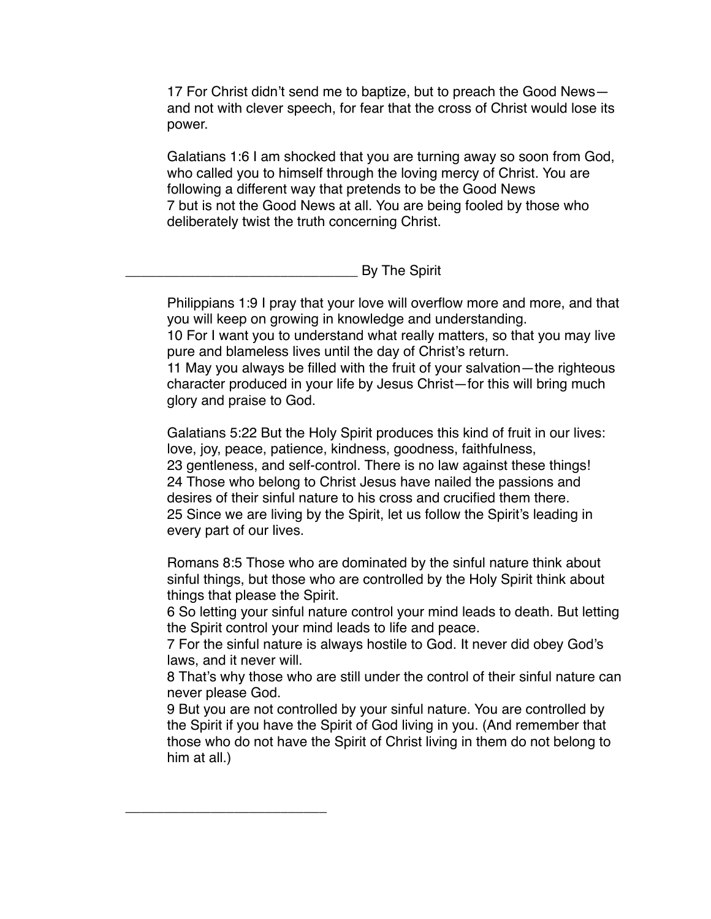17 For Christ didn't send me to baptize, but to preach the Good News—and not with clever speech, for fear that the cross of Christ would lose its power.

Galatians 1:6 I am shocked that you are turning away so soon from God, who called you to himself through the loving mercy of Christ. You are following a different way that pretends to be the Good News
7 but is not the Good News at all. You are being fooled by those who deliberately twist the truth concerning Christ.

______________________________ By The Spirit

Philippians 1:9 I pray that your love will overflow more and more, and that you will keep on growing in knowledge and understanding.
10 For I want you to understand what really matters, so that you may live pure and blameless lives until the day of Christ's return.
11 May you always be filled with the fruit of your salvation—the righteous character produced in your life by Jesus Christ—for this will bring much glory and praise to God.

Galatians 5:22 But the Holy Spirit produces this kind of fruit in our lives: love, joy, peace, patience, kindness, goodness, faithfulness,
23 gentleness, and self-control. There is no law against these things!
24 Those who belong to Christ Jesus have nailed the passions and desires of their sinful nature to his cross and crucified them there.
25 Since we are living by the Spirit, let us follow the Spirit's leading in every part of our lives.

Romans 8:5 Those who are dominated by the sinful nature think about sinful things, but those who are controlled by the Holy Spirit think about things that please the Spirit.
6 So letting your sinful nature control your mind leads to death. But letting the Spirit control your mind leads to life and peace.
7 For the sinful nature is always hostile to God. It never did obey God's laws, and it never will.
8 That's why those who are still under the control of their sinful nature can never please God.
9 But you are not controlled by your sinful nature. You are controlled by the Spirit if you have the Spirit of God living in you. (And remember that those who do not have the Spirit of Christ living in them do not belong to him at all.)

__________________________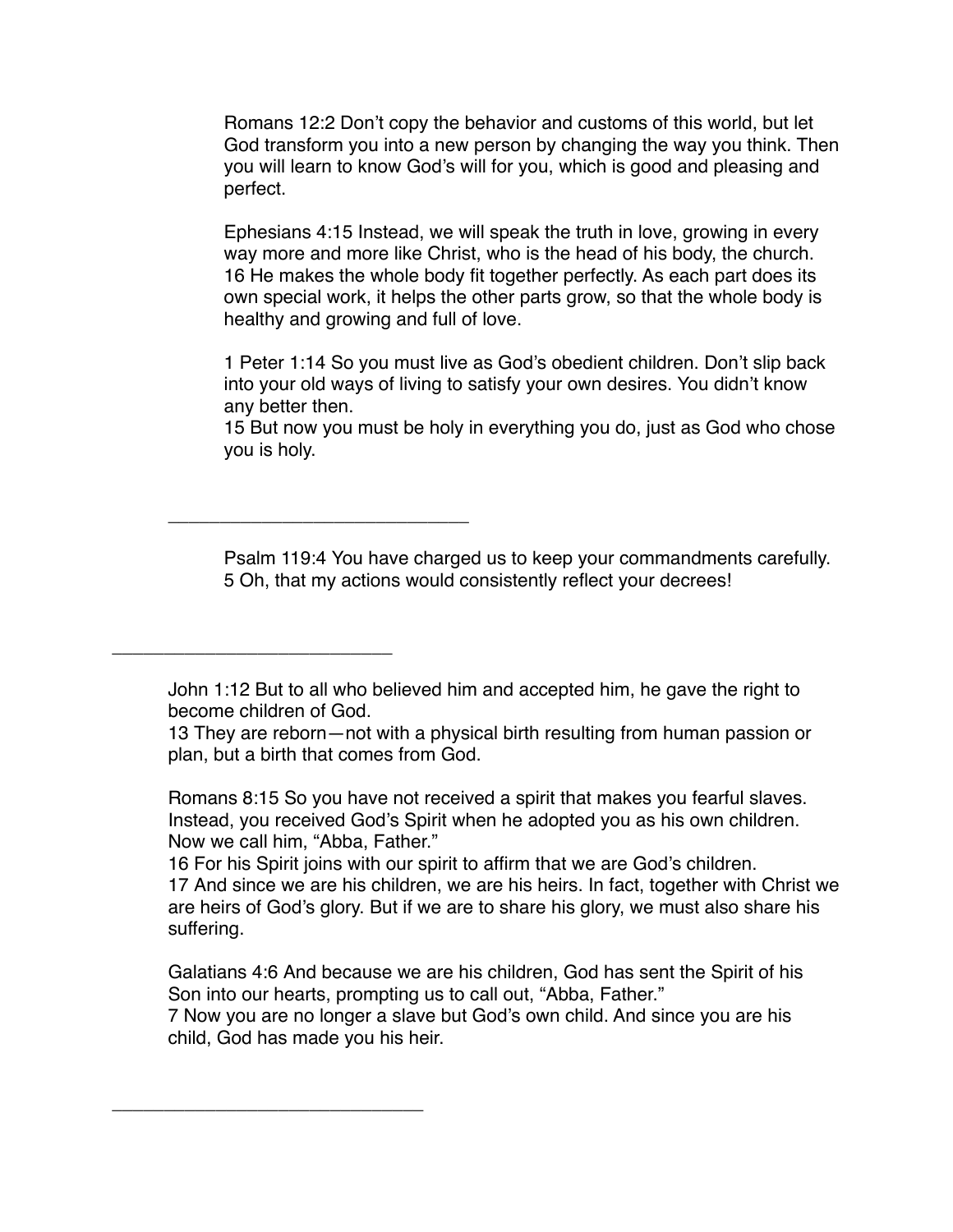Romans 12:2 Don't copy the behavior and customs of this world, but let God transform you into a new person by changing the way you think. Then you will learn to know God's will for you, which is good and pleasing and perfect.

Ephesians 4:15 Instead, we will speak the truth in love, growing in every way more and more like Christ, who is the head of his body, the church.
16 He makes the whole body fit together perfectly. As each part does its own special work, it helps the other parts grow, so that the whole body is healthy and growing and full of love.

1 Peter 1:14 So you must live as God's obedient children. Don't slip back into your old ways of living to satisfy your own desires. You didn't know any better then.
15 But now you must be holy in everything you do, just as God who chose you is holy.

---

Psalm 119:4 You have charged us to keep your commandments carefully.
5 Oh, that my actions would consistently reflect your decrees!

---

John 1:12 But to all who believed him and accepted him, he gave the right to become children of God.
13 They are reborn—not with a physical birth resulting from human passion or plan, but a birth that comes from God.

Romans 8:15 So you have not received a spirit that makes you fearful slaves. Instead, you received God's Spirit when he adopted you as his own children. Now we call him, "Abba, Father."
16 For his Spirit joins with our spirit to affirm that we are God's children.
17 And since we are his children, we are his heirs. In fact, together with Christ we are heirs of God's glory. But if we are to share his glory, we must also share his suffering.

Galatians 4:6 And because we are his children, God has sent the Spirit of his Son into our hearts, prompting us to call out, "Abba, Father."
7 Now you are no longer a slave but God's own child. And since you are his child, God has made you his heir.

---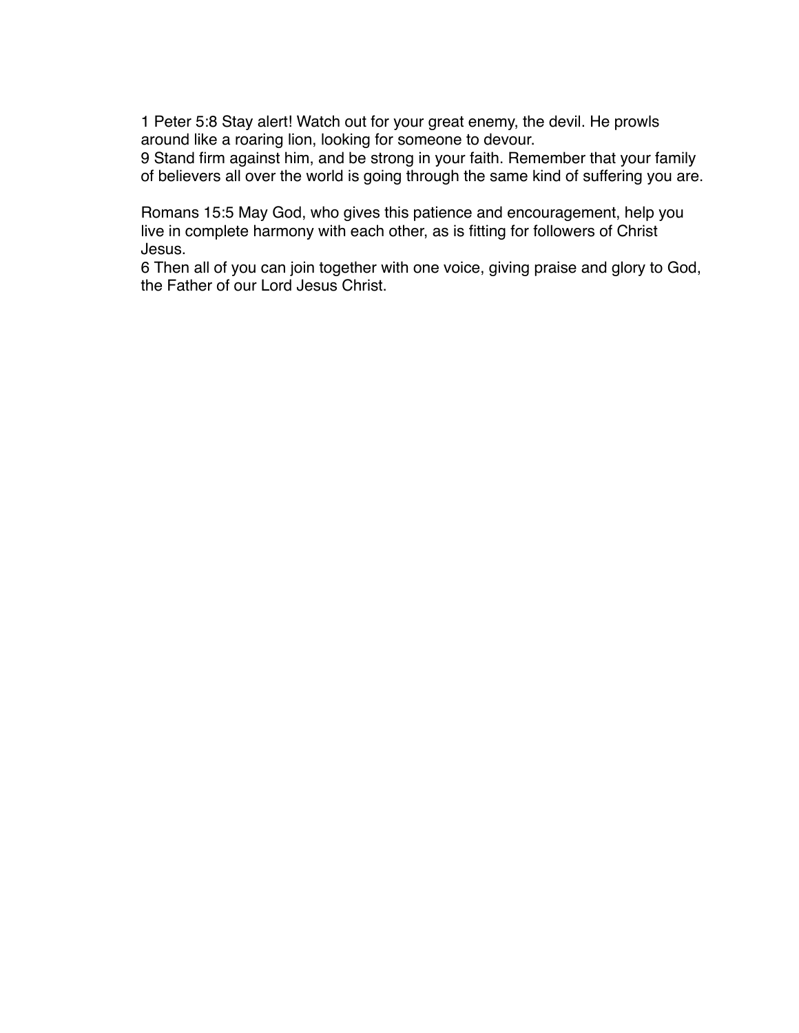1 Peter 5:8 Stay alert! Watch out for your great enemy, the devil. He prowls around like a roaring lion, looking for someone to devour.
9 Stand firm against him, and be strong in your faith. Remember that your family of believers all over the world is going through the same kind of suffering you are.

Romans 15:5 May God, who gives this patience and encouragement, help you live in complete harmony with each other, as is fitting for followers of Christ Jesus.
6 Then all of you can join together with one voice, giving praise and glory to God, the Father of our Lord Jesus Christ.